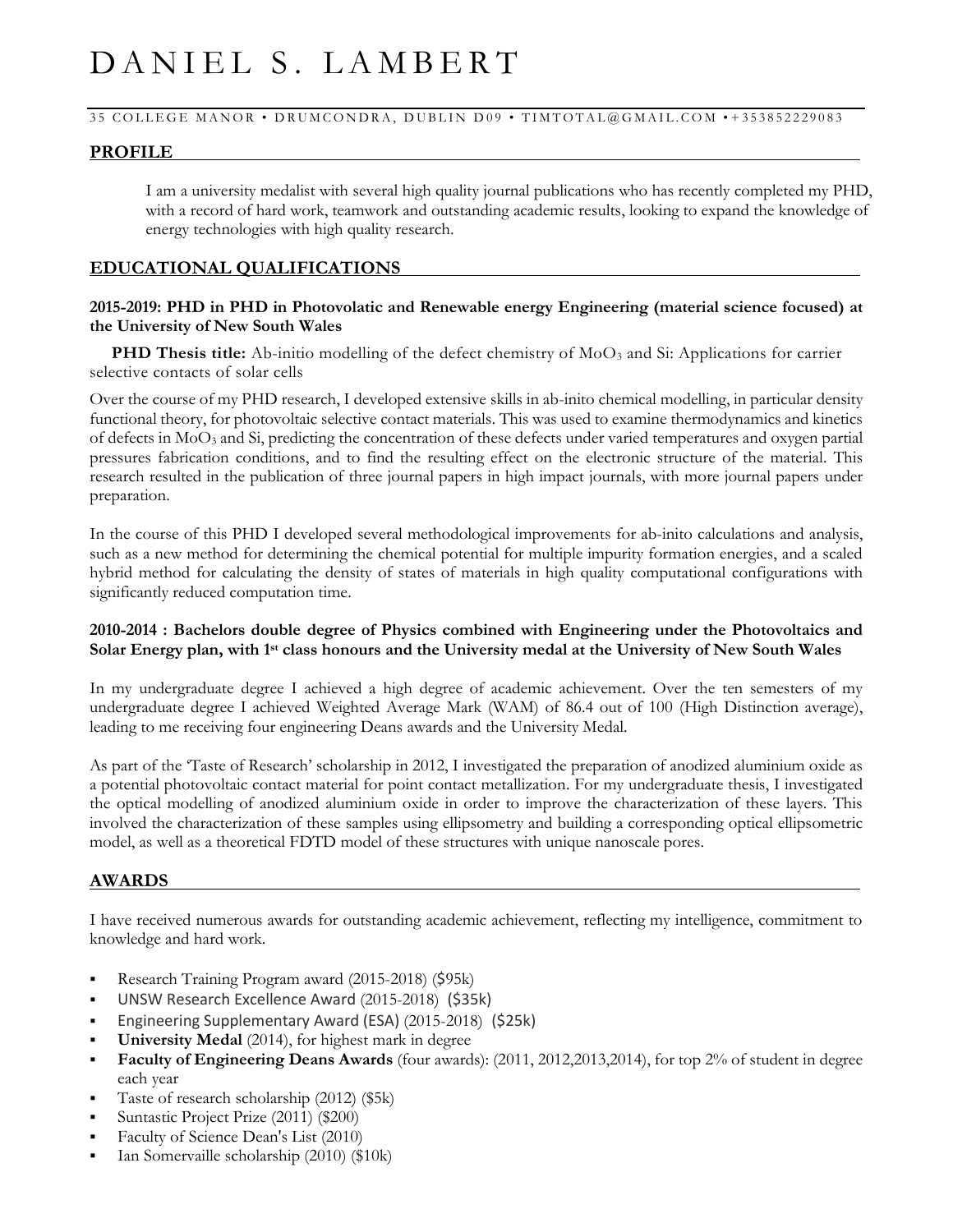# DANIEL S. LAMBERT

35 COLLEGE MANOR • DRUMCONDRA, DUBLIN D09 • TIMTOTAL@GMAIL.COM • +353852229083

## PROFILE

I am a university medalist with several high quality journal publications who has recently completed my PHD, with a record of hard work, teamwork and outstanding academic results, looking to expand the knowledge of energy technologies with high quality research.

## EDUCATIONAL QUALIFICATIONS

**2015-2019: PHD in PHD in Photovolatic and Renewable energy Engineering (material science focused) at the University of New South Wales**

**PHD Thesis title:** Ab-initio modelling of the defect chemistry of $MoO_3$ and Si: Applications for carrier selective contacts of solar cells

Over the course of my PHD research, I developed extensive skills in ab-inito chemical modelling, in particular density functional theory, for photovoltaic selective contact materials. This was used to examine thermodynamics and kinetics of defects in $MoO_3$ and Si, predicting the concentration of these defects under varied temperatures and oxygen partial pressures fabrication conditions, and to find the resulting effect on the electronic structure of the material. This research resulted in the publication of three journal papers in high impact journals, with more journal papers under preparation.

In the course of this PHD I developed several methodological improvements for ab-inito calculations and analysis, such as a new method for determining the chemical potential for multiple impurity formation energies, and a scaled hybrid method for calculating the density of states of materials in high quality computational configurations with significantly reduced computation time.

**2010-2014 : Bachelors double degree of Physics combined with Engineering under the Photovoltaics and Solar Energy plan, with 1st class honours and the University medal at the University of New South Wales**

In my undergraduate degree I achieved a high degree of academic achievement. Over the ten semesters of my undergraduate degree I achieved Weighted Average Mark (WAM) of 86.4 out of 100 (High Distinction average), leading to me receiving four engineering Deans awards and the University Medal.

As part of the 'Taste of Research' scholarship in 2012, I investigated the preparation of anodized aluminium oxide as a potential photovoltaic contact material for point contact metallization. For my undergraduate thesis, I investigated the optical modelling of anodized aluminium oxide in order to improve the characterization of these layers. This involved the characterization of these samples using ellipsometry and building a corresponding optical ellipsometric model, as well as a theoretical FDTD model of these structures with unique nanoscale pores.

## AWARDS

I have received numerous awards for outstanding academic achievement, reflecting my intelligence, commitment to knowledge and hard work.

- Research Training Program award (2015-2018) ($95k)
- UNSW Research Excellence Award (2015-2018) ($35k)
- Engineering Supplementary Award (ESA) (2015-2018) ($25k)
- **University Medal** (2014), for highest mark in degree
- **Faculty of Engineering Deans Awards** (four awards): (2011, 2012,2013,2014), for top 2% of student in degree each year
- Taste of research scholarship (2012) ($5k)
- Suntastic Project Prize (2011) ($200)
- Faculty of Science Dean's List (2010)
- Ian Somervaille scholarship (2010) ($10k)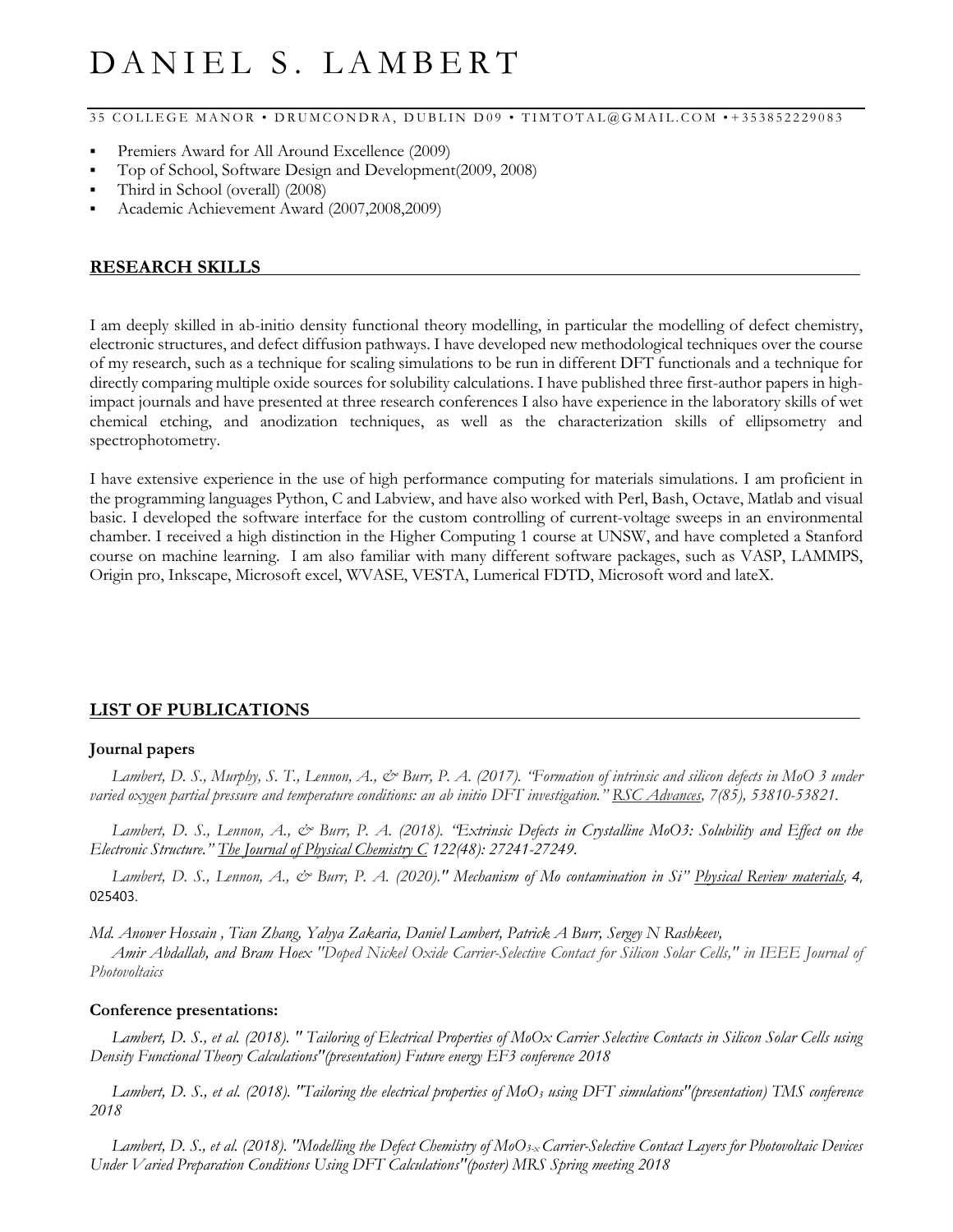# DANIEL S. LAMBERT

35 COLLEGE MANOR • DRUMCONDRA, DUBLIN D09 • TIMTOTAL@GMAIL.COM • +353852229083

- Premiers Award for All Around Excellence (2009)
- Top of School, Software Design and Development(2009, 2008)
- Third in School (overall) (2008)
- Academic Achievement Award (2007,2008,2009)

## RESEARCH SKILLS

I am deeply skilled in ab-initio density functional theory modelling, in particular the modelling of defect chemistry, electronic structures, and defect diffusion pathways. I have developed new methodological techniques over the course of my research, such as a technique for scaling simulations to be run in different DFT functionals and a technique for directly comparing multiple oxide sources for solubility calculations. I have published three first-author papers in high-impact journals and have presented at three research conferences I also have experience in the laboratory skills of wet chemical etching, and anodization techniques, as well as the characterization skills of ellipsometry and spectrophotometry.

I have extensive experience in the use of high performance computing for materials simulations. I am proficient in the programming languages Python, C and Labview, and have also worked with Perl, Bash, Octave, Matlab and visual basic. I developed the software interface for the custom controlling of current-voltage sweeps in an environmental chamber. I received a high distinction in the Higher Computing 1 course at UNSW, and have completed a Stanford course on machine learning. I am also familiar with many different software packages, such as VASP, LAMMPS, Origin pro, Inkscape, Microsoft excel, WVASE, VESTA, Lumerical FDTD, Microsoft word and lateX.

## LIST OF PUBLICATIONS

### Journal papers

*Lambert, D. S., Murphy, S. T., Lennon, A., & Burr, P. A. (2017). "Formation of intrinsic and silicon defects in MoO 3 under varied oxygen partial pressure and temperature conditions: an ab initio DFT investigation." RSC Advances, 7(85), 53810-53821.*

*Lambert, D. S., Lennon, A., & Burr, P. A. (2018). "Extrinsic Defects in Crystalline MoO3: Solubility and Effect on the Electronic Structure." The Journal of Physical Chemistry C 122(48): 27241-27249.*

*Lambert, D. S., Lennon, A., & Burr, P. A. (2020)." Mechanism of Mo contamination in Si" Physical Review materials, 4,* 025403.

*Md. Anower Hossain , Tian Zhang, Yahya Zakaria, Daniel Lambert, Patrick A Burr, Sergey N Rashkeev, Amir Abdallah, and Bram Hoex "Doped Nickel Oxide Carrier-Selective Contact for Silicon Solar Cells," in IEEE Journal of Photovoltaics*

### Conference presentations:

*Lambert, D. S., et al. (2018). " Tailoring of Electrical Properties of MoOx Carrier Selective Contacts in Silicon Solar Cells using Density Functional Theory Calculations"(presentation) Future energy EF3 conference 2018*

*Lambert, D. S., et al. (2018). "Tailoring the electrical properties of $MoO_3$ using DFT simulations"(presentation) TMS conference 2018*

*Lambert, D. S., et al. (2018). "Modelling the Defect Chemistry of $MoO_{3-x}$ Carrier-Selective Contact Layers for Photovoltaic Devices Under Varied Preparation Conditions Using DFT Calculations"(poster) MRS Spring meeting 2018*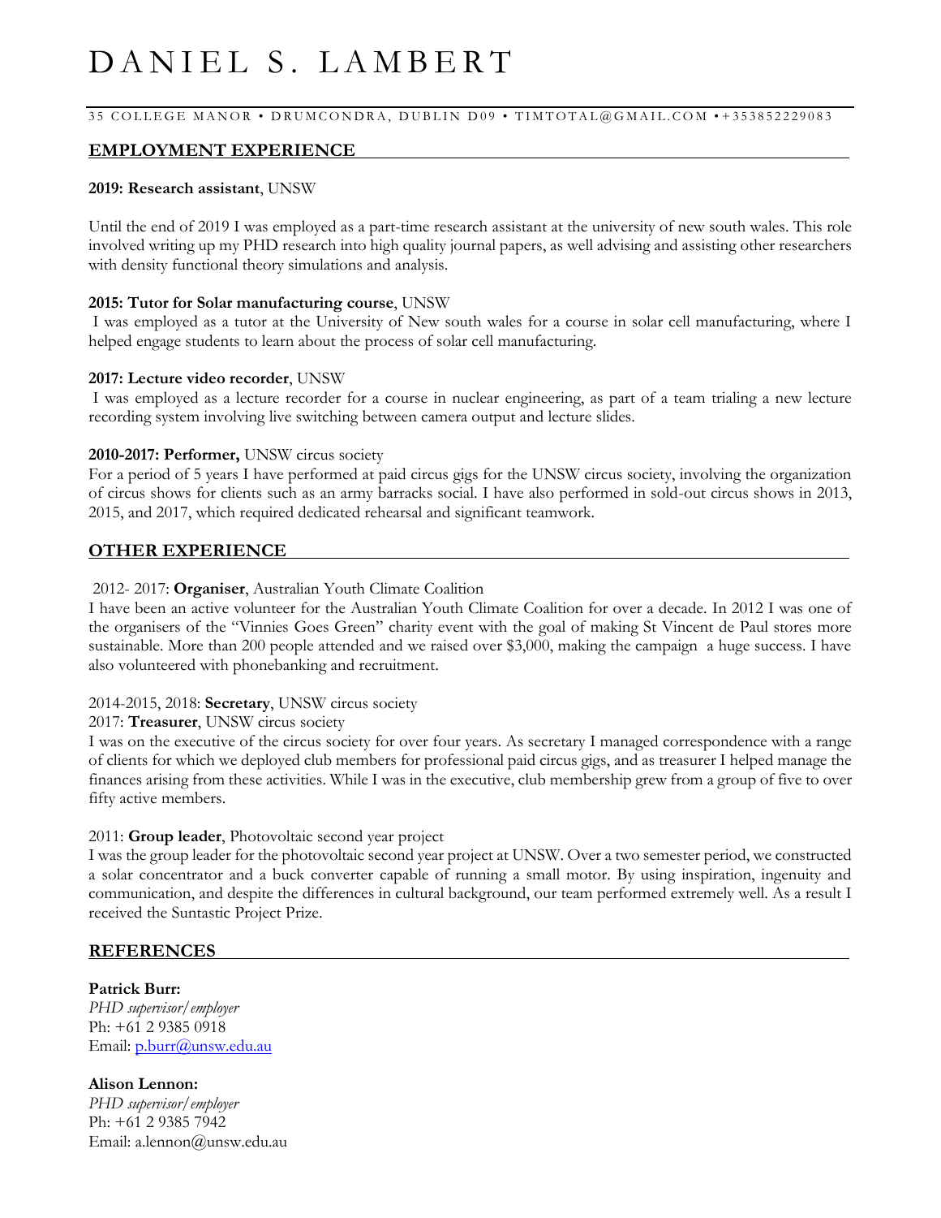# DANIEL S. LAMBERT

35 COLLEGE MANOR • DRUMCONDRA, DUBLIN D09 • TIMTOTAL@GMAIL.COM • +353852229083

## EMPLOYMENT EXPERIENCE

**2019: Research assistant**, UNSW

Until the end of 2019 I was employed as a part-time research assistant at the university of new south wales. This role involved writing up my PHD research into high quality journal papers, as well advising and assisting other researchers with density functional theory simulations and analysis.

**2015: Tutor for Solar manufacturing course**, UNSW

I was employed as a tutor at the University of New south wales for a course in solar cell manufacturing, where I helped engage students to learn about the process of solar cell manufacturing.

**2017: Lecture video recorder**, UNSW

I was employed as a lecture recorder for a course in nuclear engineering, as part of a team trialing a new lecture recording system involving live switching between camera output and lecture slides.

**2010-2017: Performer,** UNSW circus society

For a period of 5 years I have performed at paid circus gigs for the UNSW circus society, involving the organization of circus shows for clients such as an army barracks social. I have also performed in sold-out circus shows in 2013, 2015, and 2017, which required dedicated rehearsal and significant teamwork.

## OTHER EXPERIENCE

2012- 2017: **Organiser**, Australian Youth Climate Coalition

I have been an active volunteer for the Australian Youth Climate Coalition for over a decade. In 2012 I was one of the organisers of the "Vinnies Goes Green" charity event with the goal of making St Vincent de Paul stores more sustainable. More than 200 people attended and we raised over $3,000, making the campaign a huge success. I have also volunteered with phonebanking and recruitment.

2014-2015, 2018: **Secretary**, UNSW circus society

2017: **Treasurer**, UNSW circus society

I was on the executive of the circus society for over four years. As secretary I managed correspondence with a range of clients for which we deployed club members for professional paid circus gigs, and as treasurer I helped manage the finances arising from these activities. While I was in the executive, club membership grew from a group of five to over fifty active members.

2011: **Group leader**, Photovoltaic second year project

I was the group leader for the photovoltaic second year project at UNSW. Over a two semester period, we constructed a solar concentrator and a buck converter capable of running a small motor. By using inspiration, ingenuity and communication, and despite the differences in cultural background, our team performed extremely well. As a result I received the Suntastic Project Prize.

## REFERENCES

**Patrick Burr:**
*PHD supervisor/employer*
Ph: +61 2 9385 0918
Email: p.burr@unsw.edu.au

**Alison Lennon:**
*PHD supervisor/employer*
Ph: +61 2 9385 7942
Email: a.lennon@unsw.edu.au